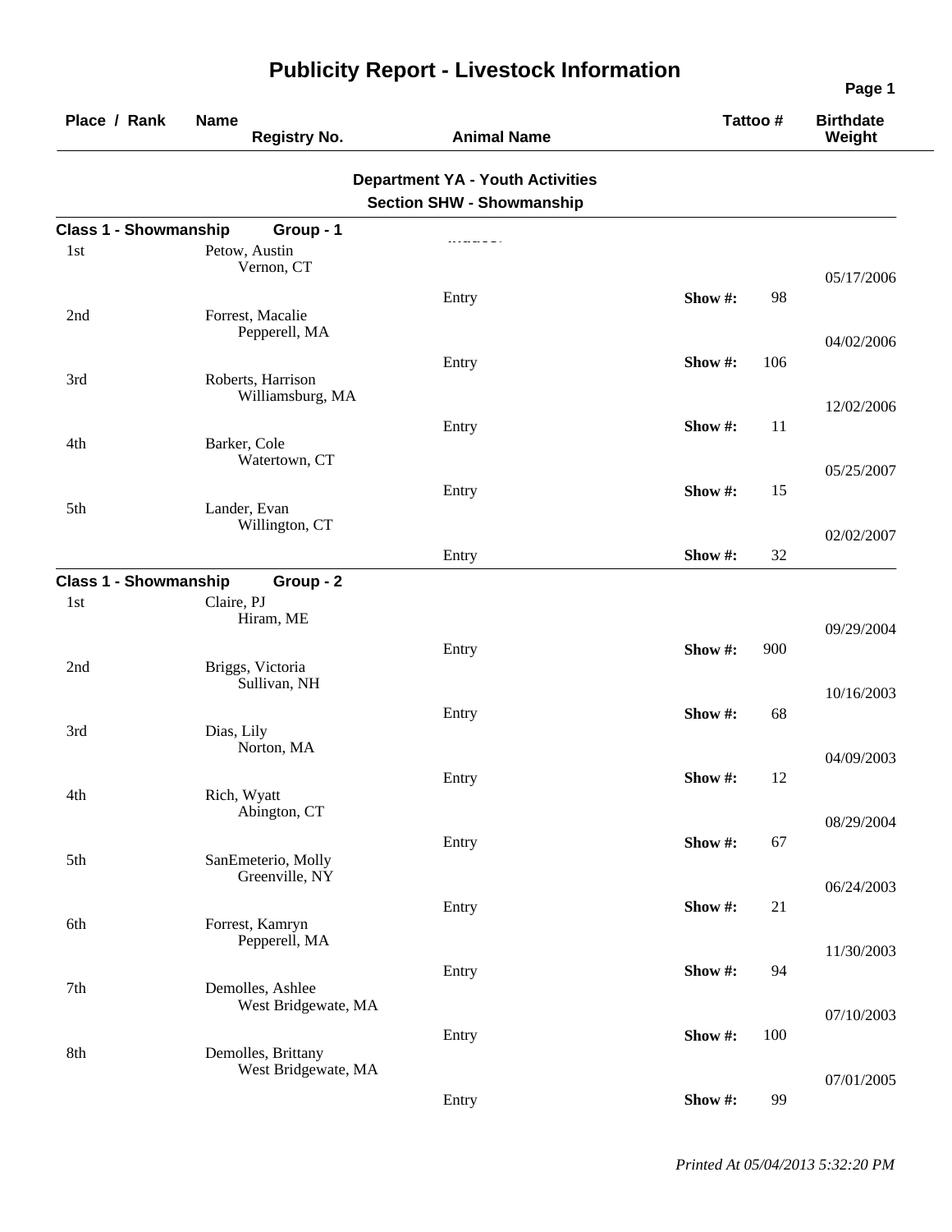# Publicity Report - Livestock Information

| Place / Rank | Name / Registry No. | Animal Name | Tattoo # | Birthdate / Weight |
|---|---|---|---|---|

## Department YA - Youth Activities
## Section SHW - Showmanship

### Class 1 - Showmanship Group - 1

| Place / Rank | Name / Registry No. | Animal Name | Tattoo # | Birthdate / Weight |
|---|---|---|---|---|
| 1st | Petow, Austin<br>Vernon, CT | Entry | Show #: 98 | 05/17/2006 |
| 2nd | Forrest, Macalie<br>Pepperell, MA | Entry | Show #: 106 | 04/02/2006 |
| 3rd | Roberts, Harrison<br>Williamsburg, MA | Entry | Show #: 11 | 12/02/2006 |
| 4th | Barker, Cole<br>Watertown, CT | Entry | Show #: 15 | 05/25/2007 |
| 5th | Lander, Evan<br>Willington, CT | Entry | Show #: 32 | 02/02/2007 |

### Class 1 - Showmanship Group - 2

| Place / Rank | Name / Registry No. | Animal Name | Tattoo # | Birthdate / Weight |
|---|---|---|---|---|
| 1st | Claire, PJ<br>Hiram, ME | Entry | Show #: 900 | 09/29/2004 |
| 2nd | Briggs, Victoria<br>Sullivan, NH | Entry | Show #: 68 | 10/16/2003 |
| 3rd | Dias, Lily<br>Norton, MA | Entry | Show #: 12 | 04/09/2003 |
| 4th | Rich, Wyatt<br>Abington, CT | Entry | Show #: 67 | 08/29/2004 |
| 5th | SanEmeterio, Molly<br>Greenville, NY | Entry | Show #: 21 | 06/24/2003 |
| 6th | Forrest, Kamryn<br>Pepperell, MA | Entry | Show #: 94 | 11/30/2003 |
| 7th | Demolles, Ashlee<br>West Bridgewate, MA | Entry | Show #: 100 | 07/10/2003 |
| 8th | Demolles, Brittany<br>West Bridgewate, MA | Entry | Show #: 99 | 07/01/2005 |

*Printed At 05/04/2013 5:32:20 PM*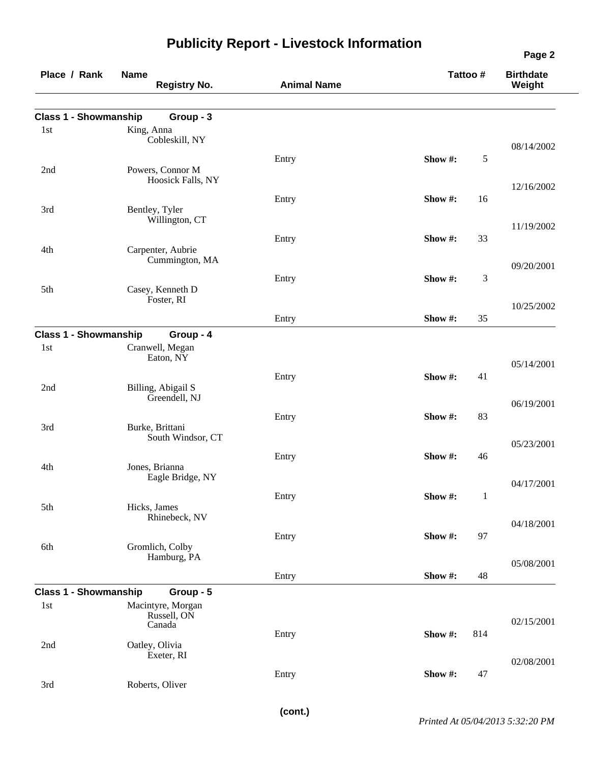# Publicity Report - Livestock Information

| Place / Rank | Name / Registry No. | Animal Name | Tattoo # | Birthdate / Weight |
|---|---|---|---|---|
| **Class 1 - Showmanship** | **Group - 3** | | | |
| 1st | King, Anna<br>Cobleskill, NY | Entry | Show #: 5 | 08/14/2002 |
| 2nd | Powers, Connor M<br>Hoosick Falls, NY | Entry | Show #: 16 | 12/16/2002 |
| 3rd | Bentley, Tyler<br>Willington, CT | Entry | Show #: 33 | 11/19/2002 |
| 4th | Carpenter, Aubrie<br>Cummington, MA | Entry | Show #: 3 | 09/20/2001 |
| 5th | Casey, Kenneth D<br>Foster, RI | Entry | Show #: 35 | 10/25/2002 |
| **Class 1 - Showmanship** | **Group - 4** | | | |
| 1st | Cranwell, Megan<br>Eaton, NY | Entry | Show #: 41 | 05/14/2001 |
| 2nd | Billing, Abigail S<br>Greendell, NJ | Entry | Show #: 83 | 06/19/2001 |
| 3rd | Burke, Brittani<br>South Windsor, CT | Entry | Show #: 46 | 05/23/2001 |
| 4th | Jones, Brianna<br>Eagle Bridge, NY | Entry | Show #: 1 | 04/17/2001 |
| 5th | Hicks, James<br>Rhinebeck, NV | Entry | Show #: 97 | 04/18/2001 |
| 6th | Gromlich, Colby<br>Hamburg, PA | Entry | Show #: 48 | 05/08/2001 |
| **Class 1 - Showmanship** | **Group - 5** | | | |
| 1st | Macintyre, Morgan<br>Russell, ON<br>Canada | Entry | Show #: 814 | 02/15/2001 |
| 2nd | Oatley, Olivia<br>Exeter, RI | Entry | Show #: 47 | 02/08/2001 |
| 3rd | Roberts, Oliver | | | |

**(cont.)**

*Printed At 05/04/2013 5:32:20 PM*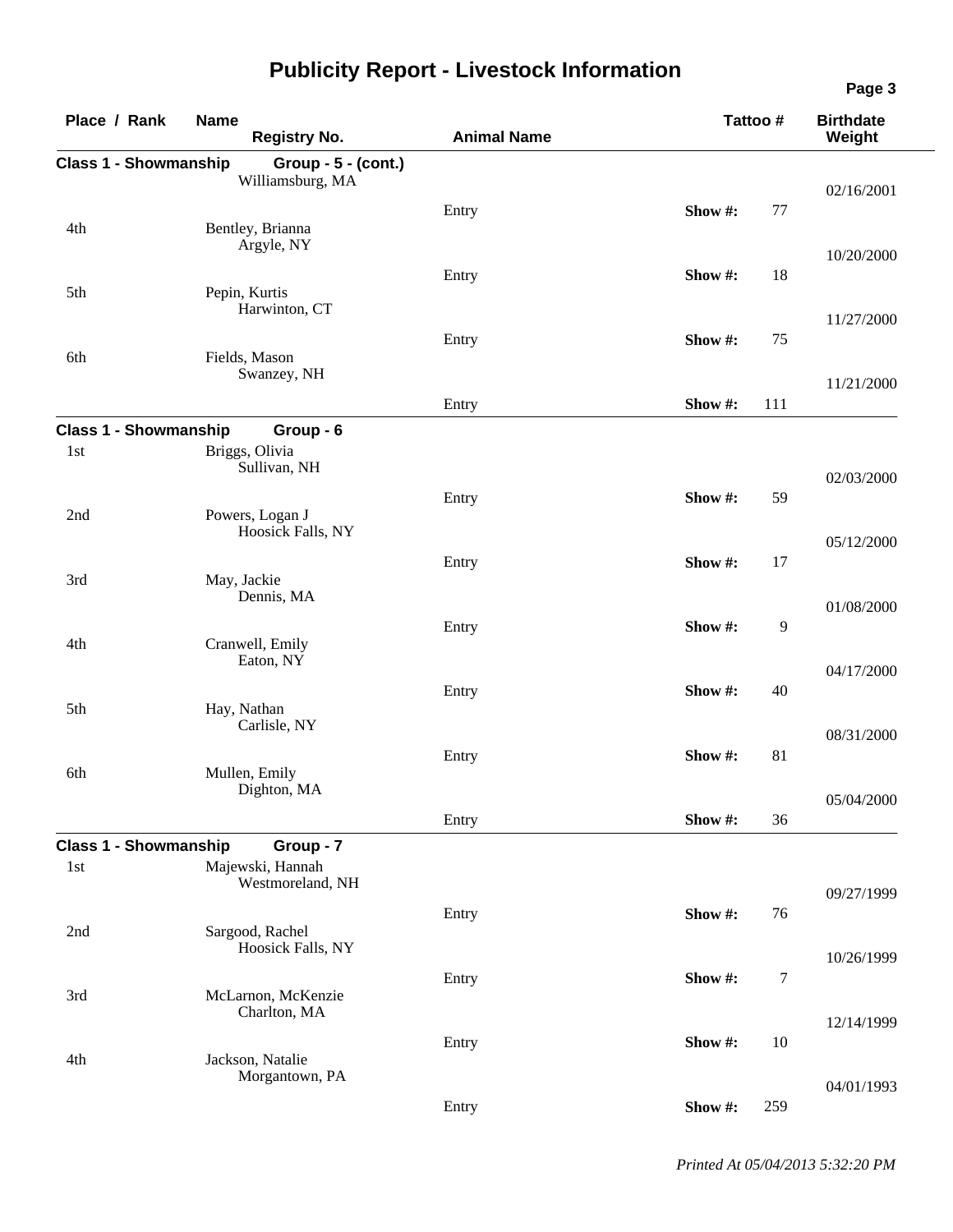# Publicity Report - Livestock Information

| Place / Rank | Name / Registry No. | Animal Name | Tattoo # | Birthdate / Weight |
|---|---|---|---|---|
| **Class 1 - Showmanship** | **Group - 5 - (cont.)** | | | |
| | Williamsburg, MA | | | 02/16/2001 |
| | | Entry | Show #: 77 | |
| 4th | Bentley, Brianna<br>Argyle, NY | | | 10/20/2000 |
| | | Entry | Show #: 18 | |
| 5th | Pepin, Kurtis<br>Harwinton, CT | | | 11/27/2000 |
| | | Entry | Show #: 75 | |
| 6th | Fields, Mason<br>Swanzey, NH | | | 11/21/2000 |
| | | Entry | Show #: 111 | |
| **Class 1 - Showmanship** | **Group - 6** | | | |
| 1st | Briggs, Olivia<br>Sullivan, NH | | | 02/03/2000 |
| | | Entry | Show #: 59 | |
| 2nd | Powers, Logan J<br>Hoosick Falls, NY | | | 05/12/2000 |
| | | Entry | Show #: 17 | |
| 3rd | May, Jackie<br>Dennis, MA | | | 01/08/2000 |
| | | Entry | Show #: 9 | |
| 4th | Cranwell, Emily<br>Eaton, NY | | | 04/17/2000 |
| | | Entry | Show #: 40 | |
| 5th | Hay, Nathan<br>Carlisle, NY | | | 08/31/2000 |
| | | Entry | Show #: 81 | |
| 6th | Mullen, Emily<br>Dighton, MA | | | 05/04/2000 |
| | | Entry | Show #: 36 | |
| **Class 1 - Showmanship** | **Group - 7** | | | |
| 1st | Majewski, Hannah<br>Westmoreland, NH | | | 09/27/1999 |
| | | Entry | Show #: 76 | |
| 2nd | Sargood, Rachel<br>Hoosick Falls, NY | | | 10/26/1999 |
| | | Entry | Show #: 7 | |
| 3rd | McLarnon, McKenzie<br>Charlton, MA | | | 12/14/1999 |
| | | Entry | Show #: 10 | |
| 4th | Jackson, Natalie<br>Morgantown, PA | | | 04/01/1993 |
| | | Entry | Show #: 259 | |

*Printed At 05/04/2013 5:32:20 PM*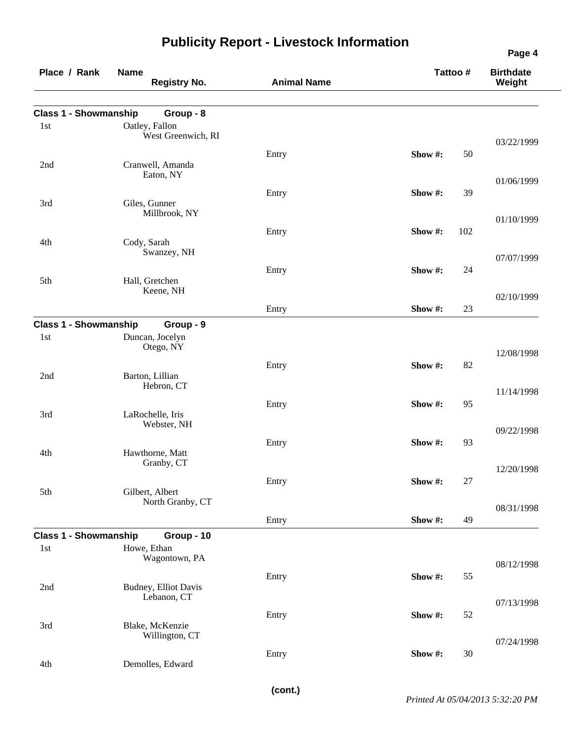# Publicity Report - Livestock Information

| Place / Rank | Name / Registry No. | Animal Name | Tattoo # | Birthdate / Weight |
|---|---|---|---|---|

**Class 1 - Showmanship  Group - 8**

| Place / Rank | Name / Registry No. | Animal Name | Tattoo # | Birthdate / Weight |
|---|---|---|---|---|
| 1st | Oatley, Fallon<br>West Greenwich, RI | Entry | Show #: 50 | 03/22/1999 |
| 2nd | Cranwell, Amanda<br>Eaton, NY | Entry | Show #: 39 | 01/06/1999 |
| 3rd | Giles, Gunner<br>Millbrook, NY | Entry | Show #: 102 | 01/10/1999 |
| 4th | Cody, Sarah<br>Swanzey, NH | Entry | Show #: 24 | 07/07/1999 |
| 5th | Hall, Gretchen<br>Keene, NH | Entry | Show #: 23 | 02/10/1999 |

**Class 1 - Showmanship  Group - 9**

| Place / Rank | Name / Registry No. | Animal Name | Tattoo # | Birthdate / Weight |
|---|---|---|---|---|
| 1st | Duncan, Jocelyn<br>Otego, NY | Entry | Show #: 82 | 12/08/1998 |
| 2nd | Barton, Lillian<br>Hebron, CT | Entry | Show #: 95 | 11/14/1998 |
| 3rd | LaRochelle, Iris<br>Webster, NH | Entry | Show #: 93 | 09/22/1998 |
| 4th | Hawthorne, Matt<br>Granby, CT | Entry | Show #: 27 | 12/20/1998 |
| 5th | Gilbert, Albert<br>North Granby, CT | Entry | Show #: 49 | 08/31/1998 |

**Class 1 - Showmanship  Group - 10**

| Place / Rank | Name / Registry No. | Animal Name | Tattoo # | Birthdate / Weight |
|---|---|---|---|---|
| 1st | Howe, Ethan<br>Wagontown, PA | Entry | Show #: 55 | 08/12/1998 |
| 2nd | Budney, Elliot Davis<br>Lebanon, CT | Entry | Show #: 52 | 07/13/1998 |
| 3rd | Blake, McKenzie<br>Willington, CT | Entry | Show #: 30 | 07/24/1998 |
| 4th | Demolles, Edward | | | |

(cont.)

*Printed At 05/04/2013 5:32:20 PM*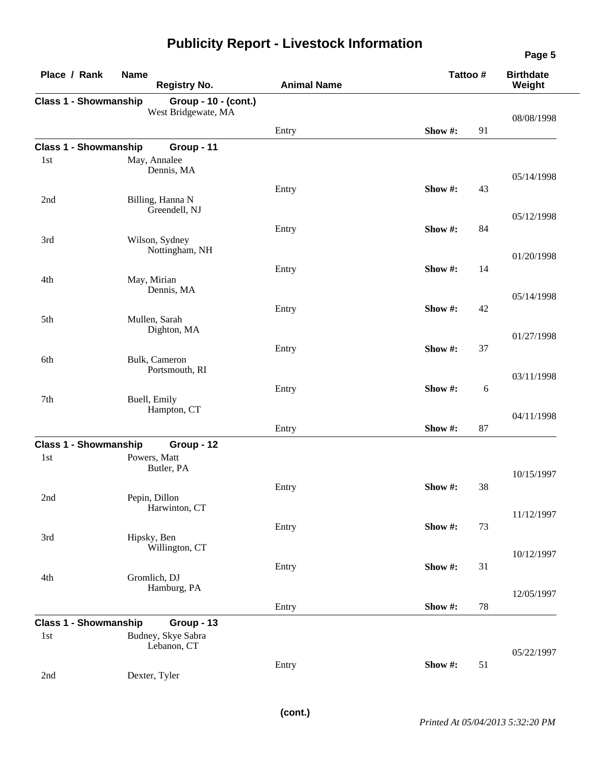# Publicity Report - Livestock Information

| Place / Rank | Name / Registry No. | Animal Name | Tattoo # | | Birthdate / Weight |
|---|---|---|---|---|---|
| **Class 1 - Showmanship** | **Group - 10 - (cont.)** | | | | |
| | West Bridgewate, MA | | | | 08/08/1998 |
| | | Entry | **Show #:** | 91 | |
| **Class 1 - Showmanship** | **Group - 11** | | | | |
| 1st | May, Annalee<br>Dennis, MA | | | | 05/14/1998 |
| | | Entry | **Show #:** | 43 | |
| 2nd | Billing, Hanna N<br>Greendell, NJ | | | | 05/12/1998 |
| | | Entry | **Show #:** | 84 | |
| 3rd | Wilson, Sydney<br>Nottingham, NH | | | | 01/20/1998 |
| | | Entry | **Show #:** | 14 | |
| 4th | May, Mirian<br>Dennis, MA | | | | 05/14/1998 |
| | | Entry | **Show #:** | 42 | |
| 5th | Mullen, Sarah<br>Dighton, MA | | | | 01/27/1998 |
| | | Entry | **Show #:** | 37 | |
| 6th | Bulk, Cameron<br>Portsmouth, RI | | | | 03/11/1998 |
| | | Entry | **Show #:** | 6 | |
| 7th | Buell, Emily<br>Hampton, CT | | | | 04/11/1998 |
| | | Entry | **Show #:** | 87 | |
| **Class 1 - Showmanship** | **Group - 12** | | | | |
| 1st | Powers, Matt<br>Butler, PA | | | | 10/15/1997 |
| | | Entry | **Show #:** | 38 | |
| 2nd | Pepin, Dillon<br>Harwinton, CT | | | | 11/12/1997 |
| | | Entry | **Show #:** | 73 | |
| 3rd | Hipsky, Ben<br>Willington, CT | | | | 10/12/1997 |
| | | Entry | **Show #:** | 31 | |
| 4th | Gromlich, DJ<br>Hamburg, PA | | | | 12/05/1997 |
| | | Entry | **Show #:** | 78 | |
| **Class 1 - Showmanship** | **Group - 13** | | | | |
| 1st | Budney, Skye Sabra<br>Lebanon, CT | | | | 05/22/1997 |
| | | Entry | **Show #:** | 51 | |
| 2nd | Dexter, Tyler | | | | |

**(cont.)**

*Printed At 05/04/2013 5:32:20 PM*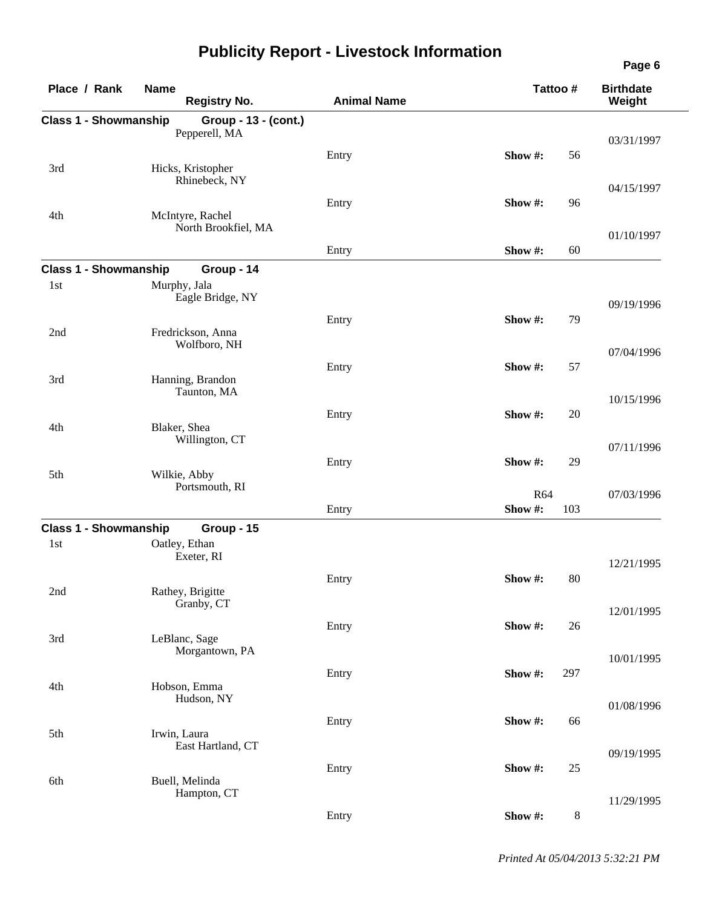# Publicity Report - Livestock Information

| Place / Rank | Name / Registry No. | Animal Name | Tattoo # | Birthdate / Weight |
|---|---|---|---|---|
| **Class 1 - Showmanship** | **Group - 13 - (cont.)** | | | |
| | Pepperell, MA | | | 03/31/1997 |
| | | Entry | Show #: 56 | |
| 3rd | Hicks, Kristopher<br>Rhinebeck, NY | | | 04/15/1997 |
| | | Entry | Show #: 96 | |
| 4th | McIntyre, Rachel<br>North Brookfiel, MA | | | 01/10/1997 |
| | | Entry | Show #: 60 | |
| **Class 1 - Showmanship** | **Group - 14** | | | |
| 1st | Murphy, Jala<br>Eagle Bridge, NY | | | 09/19/1996 |
| | | Entry | Show #: 79 | |
| 2nd | Fredrickson, Anna<br>Wolfboro, NH | | | 07/04/1996 |
| | | Entry | Show #: 57 | |
| 3rd | Hanning, Brandon<br>Taunton, MA | | | 10/15/1996 |
| | | Entry | Show #: 20 | |
| 4th | Blaker, Shea<br>Willington, CT | | | 07/11/1996 |
| | | Entry | Show #: 29 | |
| 5th | Wilkie, Abby<br>Portsmouth, RI | | R64 | 07/03/1996 |
| | | Entry | Show #: 103 | |
| **Class 1 - Showmanship** | **Group - 15** | | | |
| 1st | Oatley, Ethan<br>Exeter, RI | | | 12/21/1995 |
| | | Entry | Show #: 80 | |
| 2nd | Rathey, Brigitte<br>Granby, CT | | | 12/01/1995 |
| | | Entry | Show #: 26 | |
| 3rd | LeBlanc, Sage<br>Morgantown, PA | | | 10/01/1995 |
| | | Entry | Show #: 297 | |
| 4th | Hobson, Emma<br>Hudson, NY | | | 01/08/1996 |
| | | Entry | Show #: 66 | |
| 5th | Irwin, Laura<br>East Hartland, CT | | | 09/19/1995 |
| | | Entry | Show #: 25 | |
| 6th | Buell, Melinda<br>Hampton, CT | | | 11/29/1995 |
| | | Entry | Show #: 8 | |

*Printed At 05/04/2013 5:32:21 PM*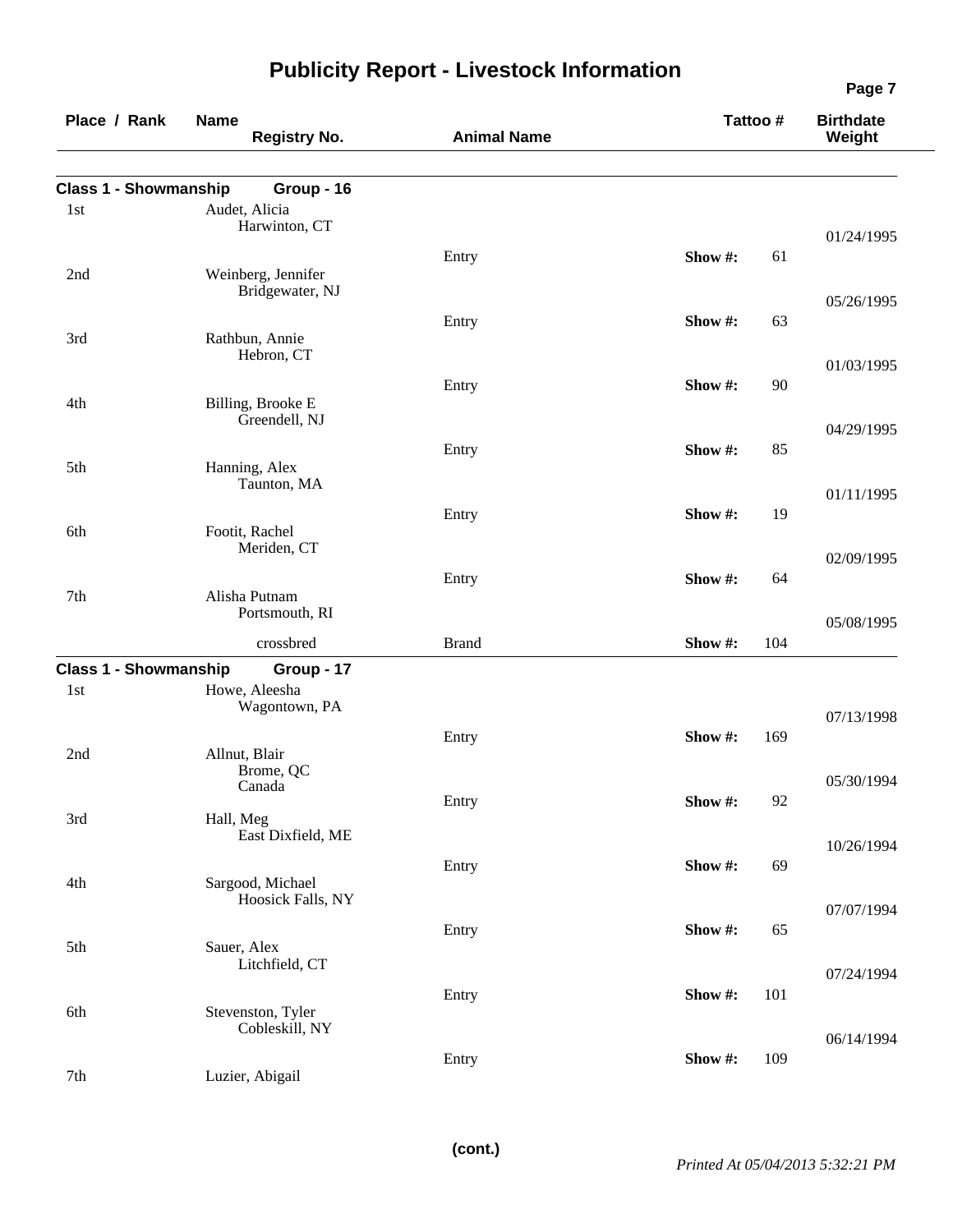# Publicity Report - Livestock Information

| Place / Rank | Name / Registry No. | Animal Name | Tattoo # | Birthdate / Weight |
|---|---|---|---|---|
| **Class 1 - Showmanship** | **Group - 16** | | | |
| 1st | Audet, Alicia<br>Harwinton, CT | Entry | Show #: 61 | 01/24/1995 |
| 2nd | Weinberg, Jennifer<br>Bridgewater, NJ | Entry | Show #: 63 | 05/26/1995 |
| 3rd | Rathbun, Annie<br>Hebron, CT | Entry | Show #: 90 | 01/03/1995 |
| 4th | Billing, Brooke E<br>Greendell, NJ | Entry | Show #: 85 | 04/29/1995 |
| 5th | Hanning, Alex<br>Taunton, MA | Entry | Show #: 19 | 01/11/1995 |
| 6th | Footit, Rachel<br>Meriden, CT | Entry | Show #: 64 | 02/09/1995 |
| 7th | Alisha Putnam<br>Portsmouth, RI<br>crossbred | Brand | Show #: 104 | 05/08/1995 |
| **Class 1 - Showmanship** | **Group - 17** | | | |
| 1st | Howe, Aleesha<br>Wagontown, PA | Entry | Show #: 169 | 07/13/1998 |
| 2nd | Allnut, Blair<br>Brome, QC<br>Canada | Entry | Show #: 92 | 05/30/1994 |
| 3rd | Hall, Meg<br>East Dixfield, ME | Entry | Show #: 69 | 10/26/1994 |
| 4th | Sargood, Michael<br>Hoosick Falls, NY | Entry | Show #: 65 | 07/07/1994 |
| 5th | Sauer, Alex<br>Litchfield, CT | Entry | Show #: 101 | 07/24/1994 |
| 6th | Stevenston, Tyler<br>Cobleskill, NY | Entry | Show #: 109 | 06/14/1994 |
| 7th | Luzier, Abigail | | | |

**(cont.)**

*Printed At 05/04/2013 5:32:21 PM*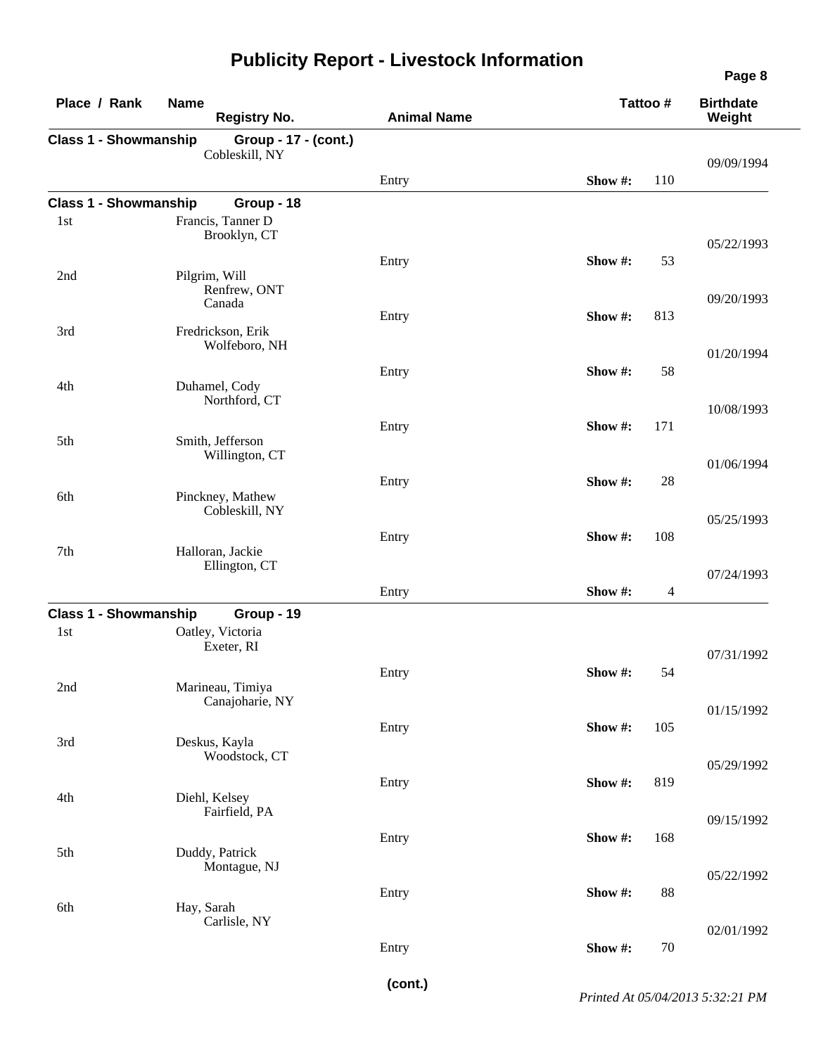# Publicity Report - Livestock Information

| Place / Rank | Name / Registry No. | Animal Name | Tattoo # | Birthdate / Weight |
|---|---|---|---|---|
| **Class 1 - Showmanship** | **Group - 17 - (cont.)** | | | |
| | Cobleskill, NY | | | 09/09/1994 |
| | | Entry | Show #: 110 | |
| **Class 1 - Showmanship** | **Group - 18** | | | |
| 1st | Francis, Tanner D<br>Brooklyn, CT | | | 05/22/1993 |
| | | Entry | Show #: 53 | |
| 2nd | Pilgrim, Will<br>Renfrew, ONT<br>Canada | | | 09/20/1993 |
| | | Entry | Show #: 813 | |
| 3rd | Fredrickson, Erik<br>Wolfeboro, NH | | | 01/20/1994 |
| | | Entry | Show #: 58 | |
| 4th | Duhamel, Cody<br>Northford, CT | | | 10/08/1993 |
| | | Entry | Show #: 171 | |
| 5th | Smith, Jefferson<br>Willington, CT | | | 01/06/1994 |
| | | Entry | Show #: 28 | |
| 6th | Pinckney, Mathew<br>Cobleskill, NY | | | 05/25/1993 |
| | | Entry | Show #: 108 | |
| 7th | Halloran, Jackie<br>Ellington, CT | | | 07/24/1993 |
| | | Entry | Show #: 4 | |
| **Class 1 - Showmanship** | **Group - 19** | | | |
| 1st | Oatley, Victoria<br>Exeter, RI | | | 07/31/1992 |
| | | Entry | Show #: 54 | |
| 2nd | Marineau, Timiya<br>Canajoharie, NY | | | 01/15/1992 |
| | | Entry | Show #: 105 | |
| 3rd | Deskus, Kayla<br>Woodstock, CT | | | 05/29/1992 |
| | | Entry | Show #: 819 | |
| 4th | Diehl, Kelsey<br>Fairfield, PA | | | 09/15/1992 |
| | | Entry | Show #: 168 | |
| 5th | Duddy, Patrick<br>Montague, NJ | | | 05/22/1992 |
| | | Entry | Show #: 88 | |
| 6th | Hay, Sarah<br>Carlisle, NY | | | 02/01/1992 |
| | | Entry | Show #: 70 | |

**(cont.)**

*Printed At 05/04/2013 5:32:21 PM*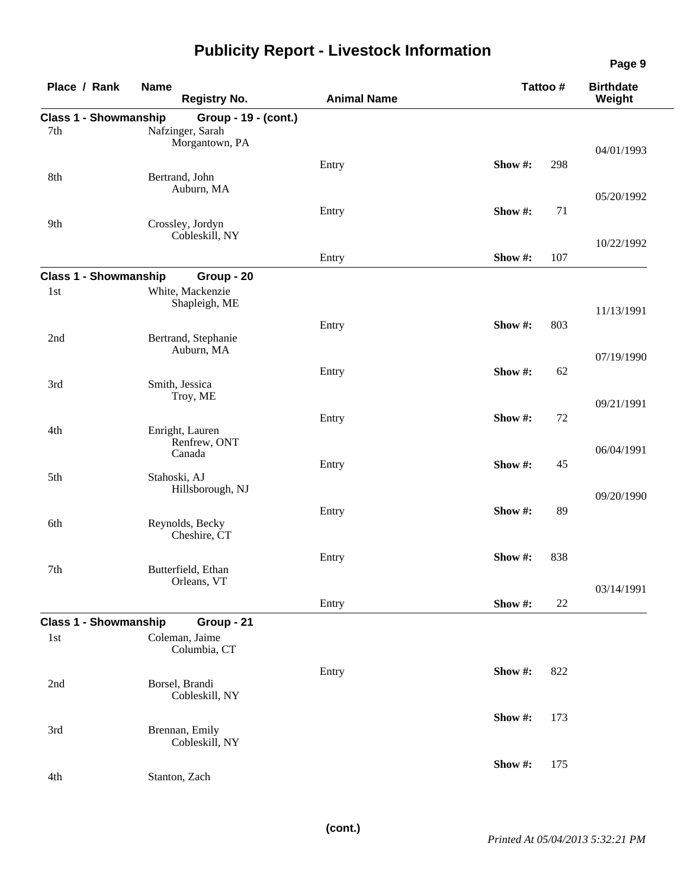# Publicity Report - Livestock Information

| Place / Rank | Name / Registry No. | Animal Name | Tattoo # | Birthdate / Weight |
|---|---|---|---|---|
| **Class 1 - Showmanship** | **Group - 19 - (cont.)** | | | |
| 7th | Nafzinger, Sarah<br>Morgantown, PA | Entry | Show #: 298 | 04/01/1993 |
| 8th | Bertrand, John<br>Auburn, MA | Entry | Show #: 71 | 05/20/1992 |
| 9th | Crossley, Jordyn<br>Cobleskill, NY | Entry | Show #: 107 | 10/22/1992 |
| **Class 1 - Showmanship** | **Group - 20** | | | |
| 1st | White, Mackenzie<br>Shapleigh, ME | Entry | Show #: 803 | 11/13/1991 |
| 2nd | Bertrand, Stephanie<br>Auburn, MA | Entry | Show #: 62 | 07/19/1990 |
| 3rd | Smith, Jessica<br>Troy, ME | Entry | Show #: 72 | 09/21/1991 |
| 4th | Enright, Lauren<br>Renfrew, ONT<br>Canada | Entry | Show #: 45 | 06/04/1991 |
| 5th | Stahoski, AJ<br>Hillsborough, NJ | Entry | Show #: 89 | 09/20/1990 |
| 6th | Reynolds, Becky<br>Cheshire, CT | Entry | Show #: 838 | |
| 7th | Butterfield, Ethan<br>Orleans, VT | Entry | Show #: 22 | 03/14/1991 |
| **Class 1 - Showmanship** | **Group - 21** | | | |
| 1st | Coleman, Jaime<br>Columbia, CT | Entry | Show #: 822 | |
| 2nd | Borsel, Brandi<br>Cobleskill, NY | | Show #: 173 | |
| 3rd | Brennan, Emily<br>Cobleskill, NY | | Show #: 175 | |
| 4th | Stanton, Zach | | | |

**(cont.)**

*Printed At 05/04/2013 5:32:21 PM*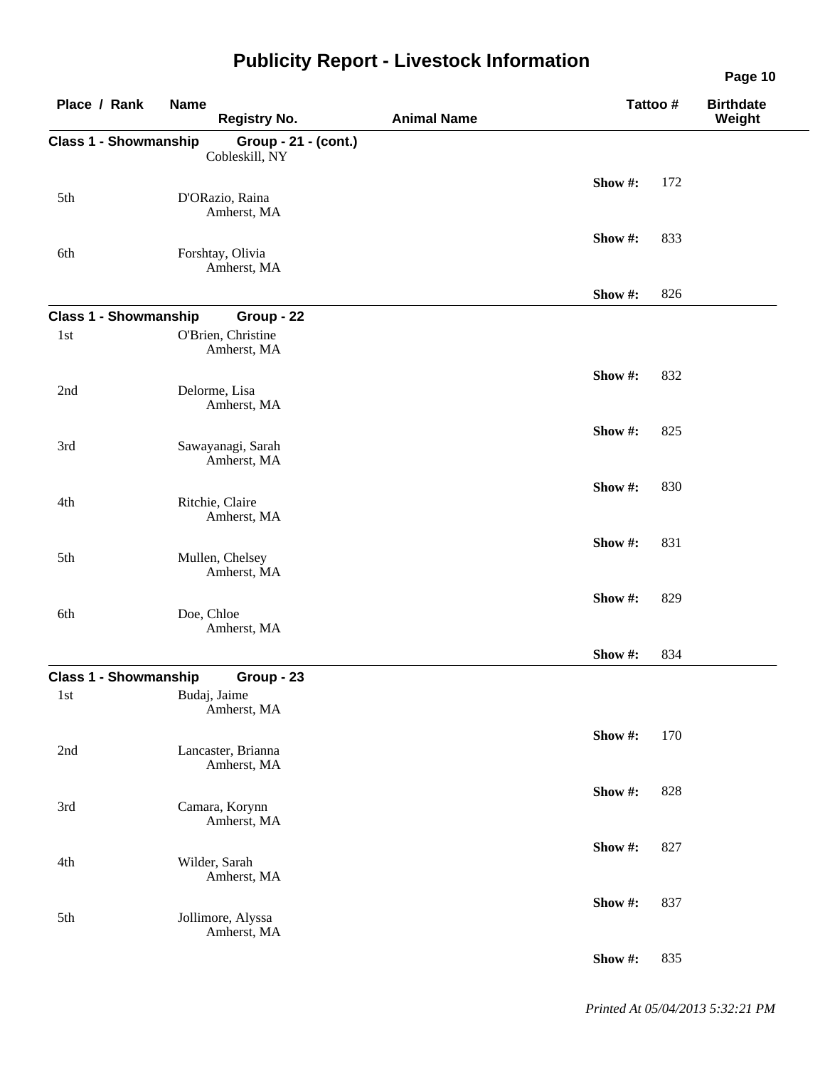# Publicity Report - Livestock Information

| Place / Rank | Name / Registry No. | Animal Name | Tattoo # | Birthdate / Weight |
|---|---|---|---|---|
| **Class 1 - Showmanship** | **Group - 21 - (cont.)** | | | |
| | Cobleskill, NY | | | |
| | | | Show #: 172 | |
| 5th | D'ORazio, Raina<br>Amherst, MA | | | |
| | | | Show #: 833 | |
| 6th | Forshtay, Olivia<br>Amherst, MA | | | |
| | | | Show #: 826 | |
| **Class 1 - Showmanship** | **Group - 22** | | | |
| 1st | O'Brien, Christine<br>Amherst, MA | | | |
| | | | Show #: 832 | |
| 2nd | Delorme, Lisa<br>Amherst, MA | | | |
| | | | Show #: 825 | |
| 3rd | Sawayanagi, Sarah<br>Amherst, MA | | | |
| | | | Show #: 830 | |
| 4th | Ritchie, Claire<br>Amherst, MA | | | |
| | | | Show #: 831 | |
| 5th | Mullen, Chelsey<br>Amherst, MA | | | |
| | | | Show #: 829 | |
| 6th | Doe, Chloe<br>Amherst, MA | | | |
| | | | Show #: 834 | |
| **Class 1 - Showmanship** | **Group - 23** | | | |
| 1st | Budaj, Jaime<br>Amherst, MA | | | |
| | | | Show #: 170 | |
| 2nd | Lancaster, Brianna<br>Amherst, MA | | | |
| | | | Show #: 828 | |
| 3rd | Camara, Korynn<br>Amherst, MA | | | |
| | | | Show #: 827 | |
| 4th | Wilder, Sarah<br>Amherst, MA | | | |
| | | | Show #: 837 | |
| 5th | Jollimore, Alyssa<br>Amherst, MA | | | |
| | | | Show #: 835 | |

*Printed At 05/04/2013 5:32:21 PM*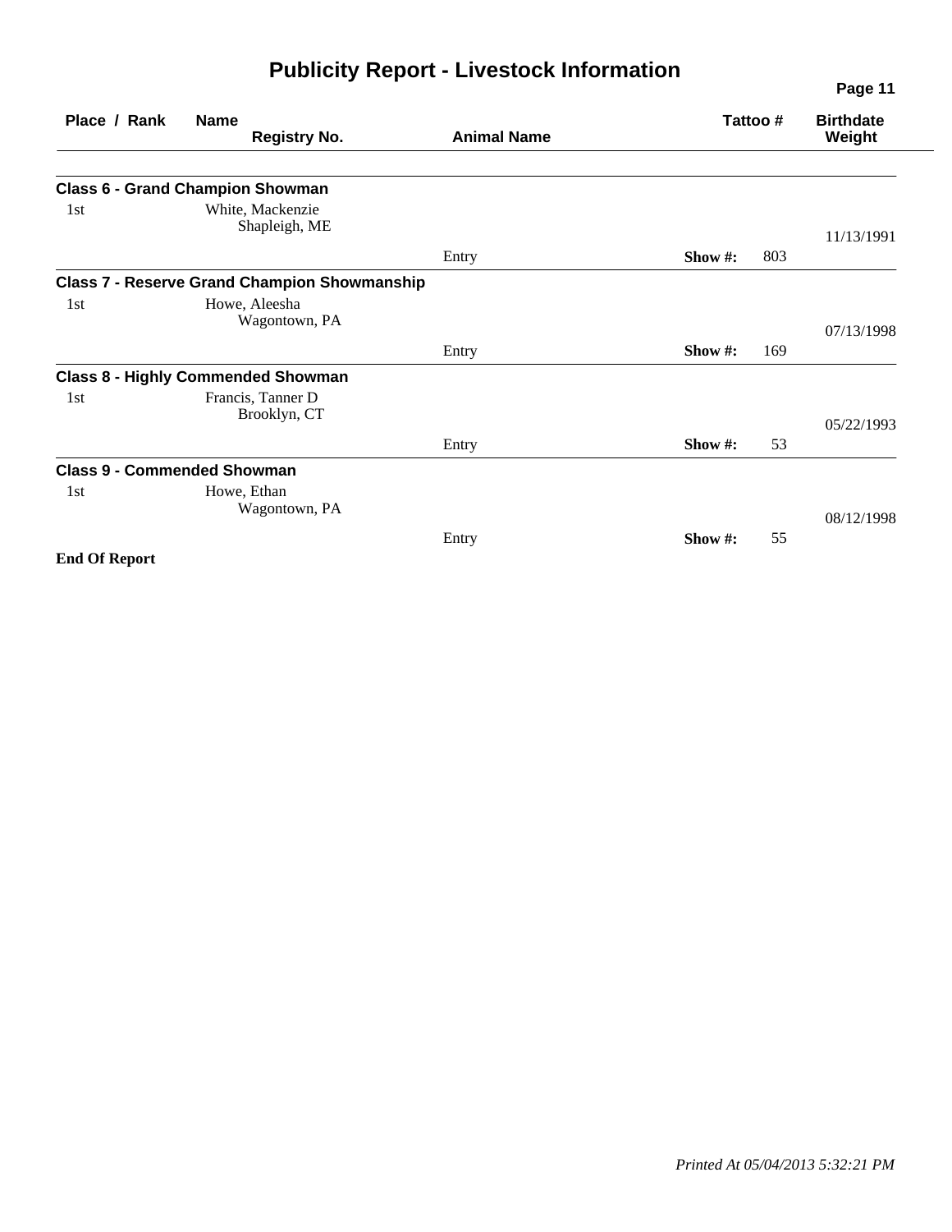# Publicity Report - Livestock Information

| Place / Rank | Name / Registry No. | Animal Name | | Tattoo # | Birthdate / Weight |
|---|---|---|---|---|---|
| **Class 6 - Grand Champion Showman** | | | | | |
| 1st | White, Mackenzie<br>Shapleigh, ME | Entry | **Show #:** | 803 | 11/13/1991 |
| **Class 7 - Reserve Grand Champion Showmanship** | | | | | |
| 1st | Howe, Aleesha<br>Wagontown, PA | Entry | **Show #:** | 169 | 07/13/1998 |
| **Class 8 - Highly Commended Showman** | | | | | |
| 1st | Francis, Tanner D<br>Brooklyn, CT | Entry | **Show #:** | 53 | 05/22/1993 |
| **Class 9 - Commended Showman** | | | | | |
| 1st | Howe, Ethan<br>Wagontown, PA | Entry | **Show #:** | 55 | 08/12/1998 |

**End Of Report**

*Printed At 05/04/2013 5:32:21 PM*